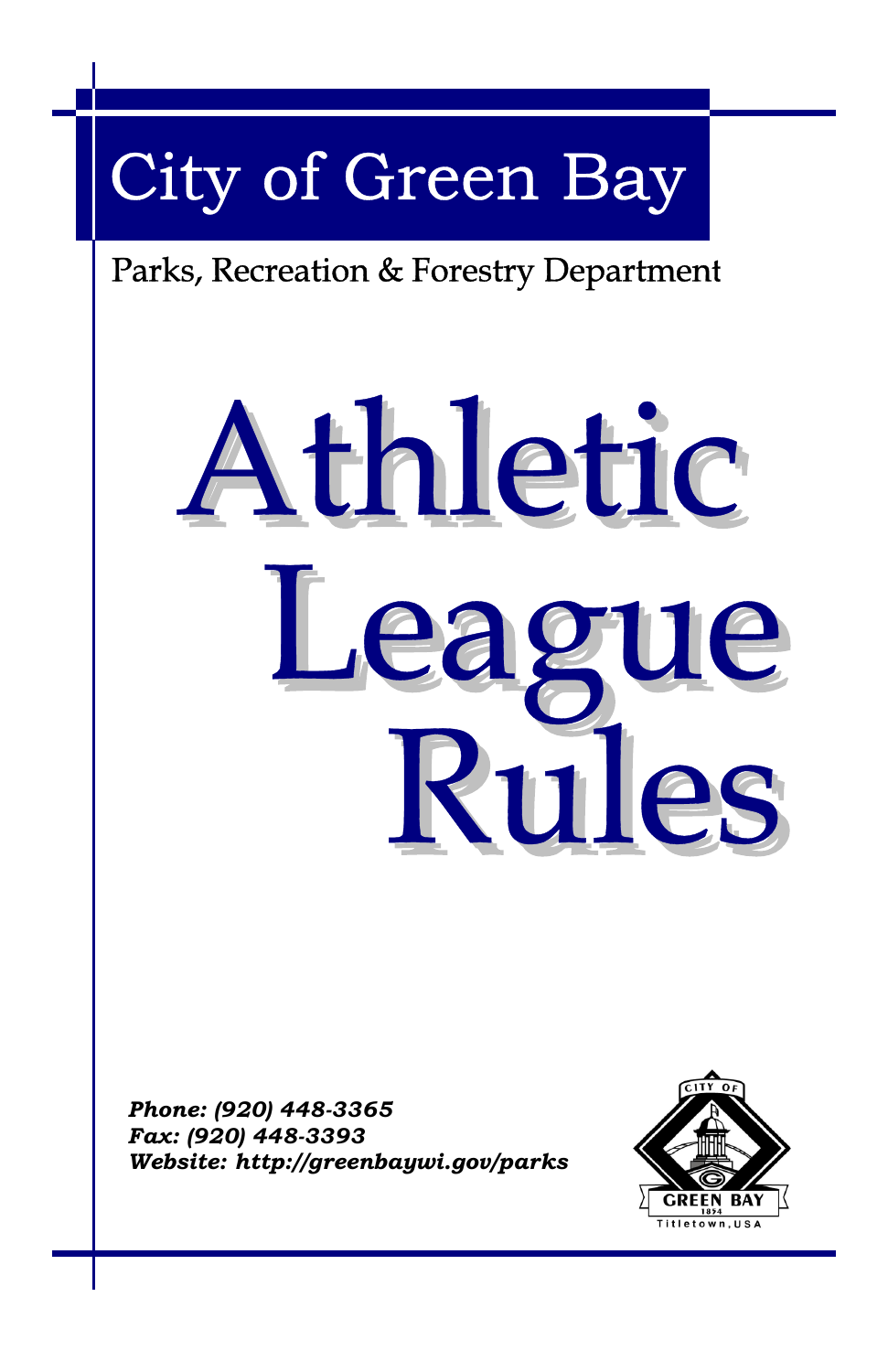# City of Green Bay

Parks, Recreation & Forestry Department

# Athletic League Rules

***Phone: (920) 448-3365***
***Fax: (920) 448-3393***
***Website: http://greenbaywi.gov/parks***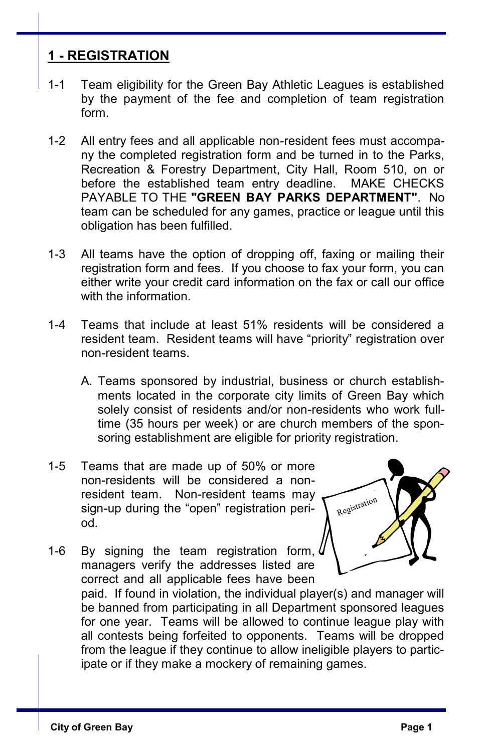## 1 - REGISTRATION

1-1 Team eligibility for the Green Bay Athletic Leagues is established by the payment of the fee and completion of team registration form.

1-2 All entry fees and all applicable non-resident fees must accompany the completed registration form and be turned in to the Parks, Recreation & Forestry Department, City Hall, Room 510, on or before the established team entry deadline. MAKE CHECKS PAYABLE TO THE **"GREEN BAY PARKS DEPARTMENT"**. No team can be scheduled for any games, practice or league until this obligation has been fulfilled.

1-3 All teams have the option of dropping off, faxing or mailing their registration form and fees. If you choose to fax your form, you can either write your credit card information on the fax or call our office with the information.

1-4 Teams that include at least 51% residents will be considered a resident team. Resident teams will have "priority" registration over non-resident teams.

A. Teams sponsored by industrial, business or church establishments located in the corporate city limits of Green Bay which solely consist of residents and/or non-residents who work full-time (35 hours per week) or are church members of the sponsoring establishment are eligible for priority registration.

1-5 Teams that are made up of 50% or more non-residents will be considered a non-resident team. Non-resident teams may sign-up during the "open" registration period.

1-6 By signing the team registration form, managers verify the addresses listed are correct and all applicable fees have been paid. If found in violation, the individual player(s) and manager will be banned from participating in all Department sponsored leagues for one year. Teams will be allowed to continue league play with all contests being forfeited to opponents. Teams will be dropped from the league if they continue to allow ineligible players to participate or if they make a mockery of remaining games.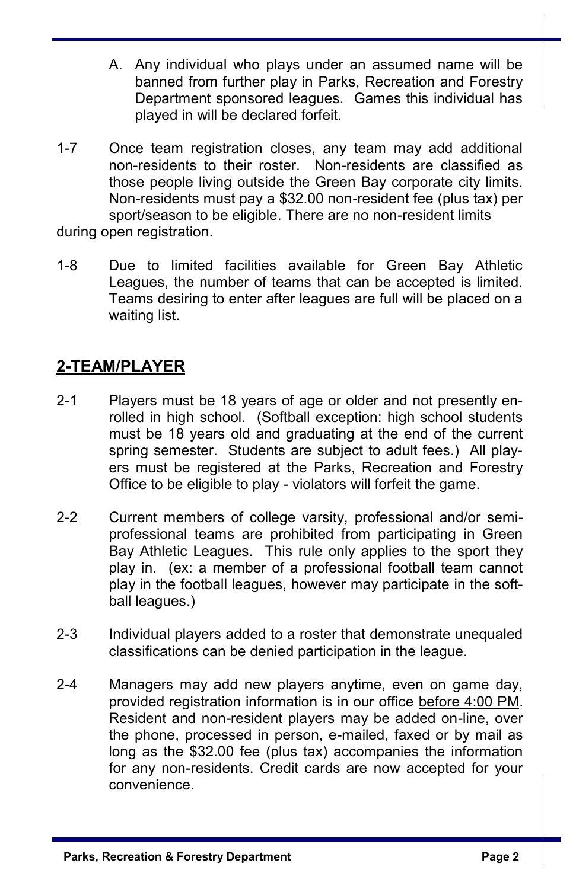A. Any individual who plays under an assumed name will be banned from further play in Parks, Recreation and Forestry Department sponsored leagues. Games this individual has played in will be declared forfeit.

1-7 Once team registration closes, any team may add additional non-residents to their roster. Non-residents are classified as those people living outside the Green Bay corporate city limits. Non-residents must pay a $32.00 non-resident fee (plus tax) per sport/season to be eligible. There are no non-resident limits during open registration.

1-8 Due to limited facilities available for Green Bay Athletic Leagues, the number of teams that can be accepted is limited. Teams desiring to enter after leagues are full will be placed on a waiting list.

## 2-TEAM/PLAYER

2-1 Players must be 18 years of age or older and not presently enrolled in high school. (Softball exception: high school students must be 18 years old and graduating at the end of the current spring semester. Students are subject to adult fees.) All players must be registered at the Parks, Recreation and Forestry Office to be eligible to play - violators will forfeit the game.

2-2 Current members of college varsity, professional and/or semi-professional teams are prohibited from participating in Green Bay Athletic Leagues. This rule only applies to the sport they play in. (ex: a member of a professional football team cannot play in the football leagues, however may participate in the softball leagues.)

2-3 Individual players added to a roster that demonstrate unequaled classifications can be denied participation in the league.

2-4 Managers may add new players anytime, even on game day, provided registration information is in our office before 4:00 PM. Resident and non-resident players may be added on-line, over the phone, processed in person, e-mailed, faxed or by mail as long as the $32.00 fee (plus tax) accompanies the information for any non-residents. Credit cards are now accepted for your convenience.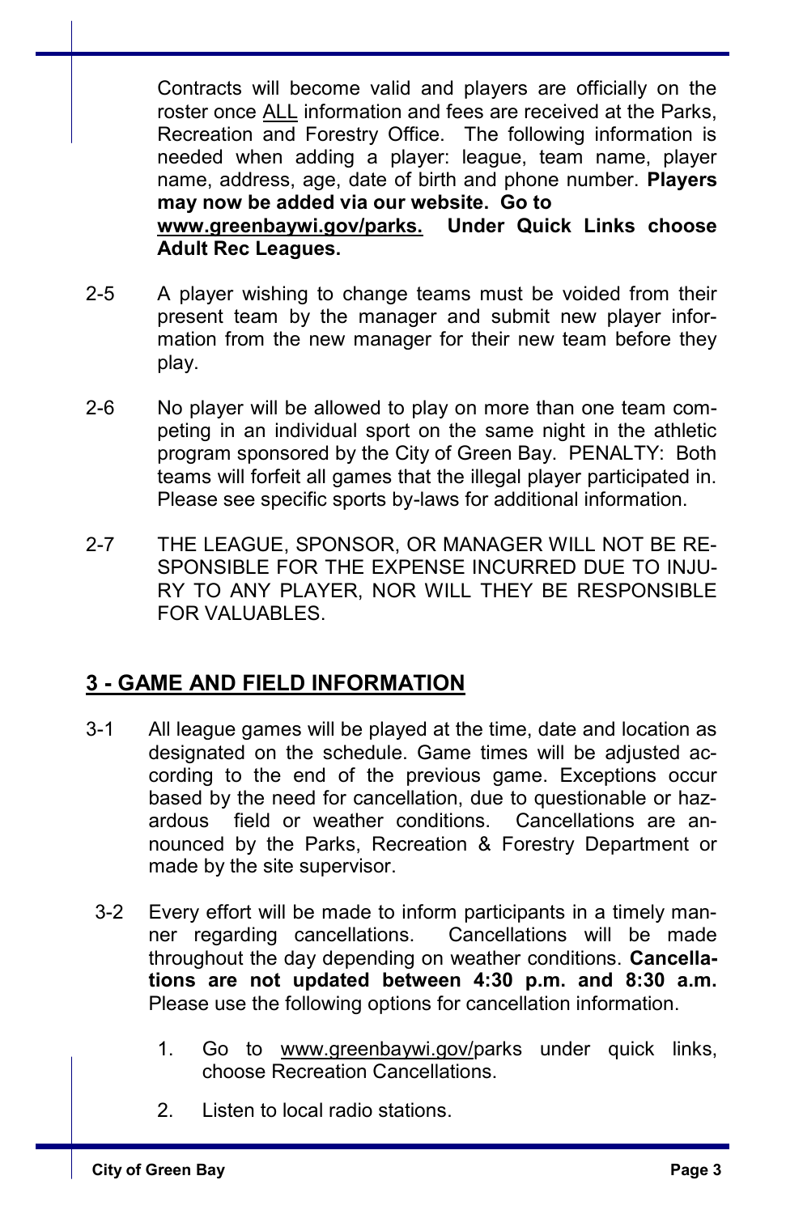Contracts will become valid and players are officially on the roster once ALL information and fees are received at the Parks, Recreation and Forestry Office. The following information is needed when adding a player: league, team name, player name, address, age, date of birth and phone number. **Players may now be added via our website. Go to www.greenbaywi.gov/parks. Under Quick Links choose Adult Rec Leagues.**

2-5 A player wishing to change teams must be voided from their present team by the manager and submit new player information from the new manager for their new team before they play.

2-6 No player will be allowed to play on more than one team competing in an individual sport on the same night in the athletic program sponsored by the City of Green Bay. PENALTY: Both teams will forfeit all games that the illegal player participated in. Please see specific sports by-laws for additional information.

2-7 THE LEAGUE, SPONSOR, OR MANAGER WILL NOT BE RESPONSIBLE FOR THE EXPENSE INCURRED DUE TO INJURY TO ANY PLAYER, NOR WILL THEY BE RESPONSIBLE FOR VALUABLES.

## 3 - GAME AND FIELD INFORMATION

3-1 All league games will be played at the time, date and location as designated on the schedule. Game times will be adjusted according to the end of the previous game. Exceptions occur based by the need for cancellation, due to questionable or hazardous field or weather conditions. Cancellations are announced by the Parks, Recreation & Forestry Department or made by the site supervisor.

3-2 Every effort will be made to inform participants in a timely manner regarding cancellations. Cancellations will be made throughout the day depending on weather conditions. **Cancellations are not updated between 4:30 p.m. and 8:30 a.m.** Please use the following options for cancellation information.

1. Go to www.greenbaywi.gov/parks under quick links, choose Recreation Cancellations.
2. Listen to local radio stations.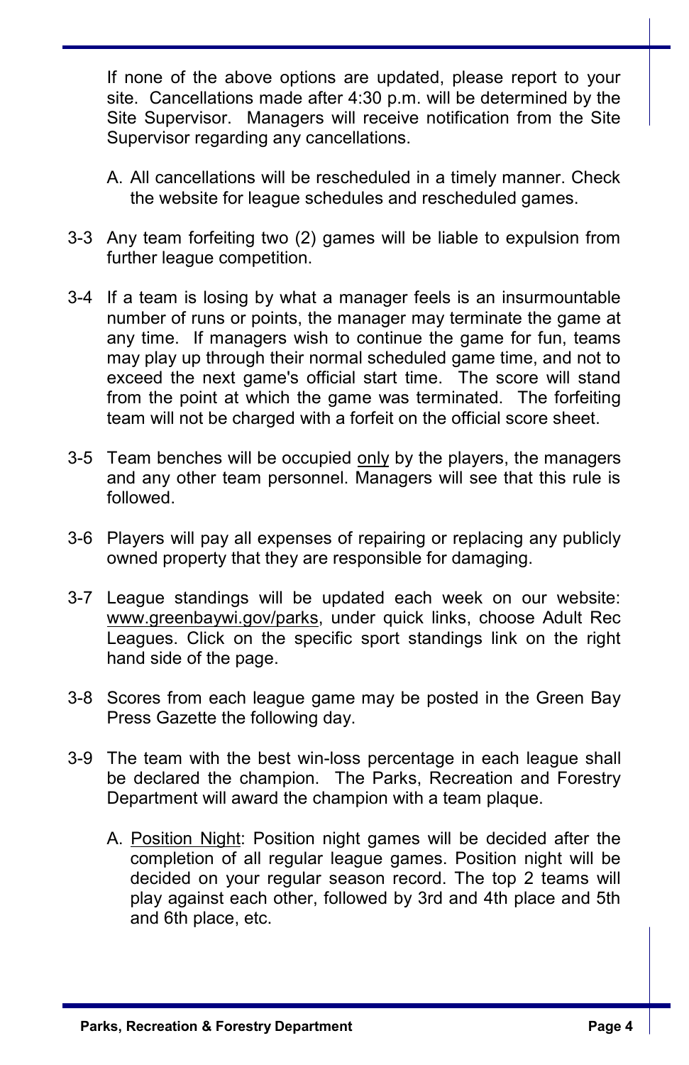If none of the above options are updated, please report to your site. Cancellations made after 4:30 p.m. will be determined by the Site Supervisor. Managers will receive notification from the Site Supervisor regarding any cancellations.

A. All cancellations will be rescheduled in a timely manner. Check the website for league schedules and rescheduled games.

3-3 Any team forfeiting two (2) games will be liable to expulsion from further league competition.

3-4 If a team is losing by what a manager feels is an insurmountable number of runs or points, the manager may terminate the game at any time. If managers wish to continue the game for fun, teams may play up through their normal scheduled game time, and not to exceed the next game's official start time. The score will stand from the point at which the game was terminated. The forfeiting team will not be charged with a forfeit on the official score sheet.

3-5 Team benches will be occupied <u>only</u> by the players, the managers and any other team personnel. Managers will see that this rule is followed.

3-6 Players will pay all expenses of repairing or replacing any publicly owned property that they are responsible for damaging.

3-7 League standings will be updated each week on our website: <u>www.greenbaywi.gov/parks</u>, under quick links, choose Adult Rec Leagues. Click on the specific sport standings link on the right hand side of the page.

3-8 Scores from each league game may be posted in the Green Bay Press Gazette the following day.

3-9 The team with the best win-loss percentage in each league shall be declared the champion. The Parks, Recreation and Forestry Department will award the champion with a team plaque.

A. <u>Position Night</u>: Position night games will be decided after the completion of all regular league games. Position night will be decided on your regular season record. The top 2 teams will play against each other, followed by 3rd and 4th place and 5th and 6th place, etc.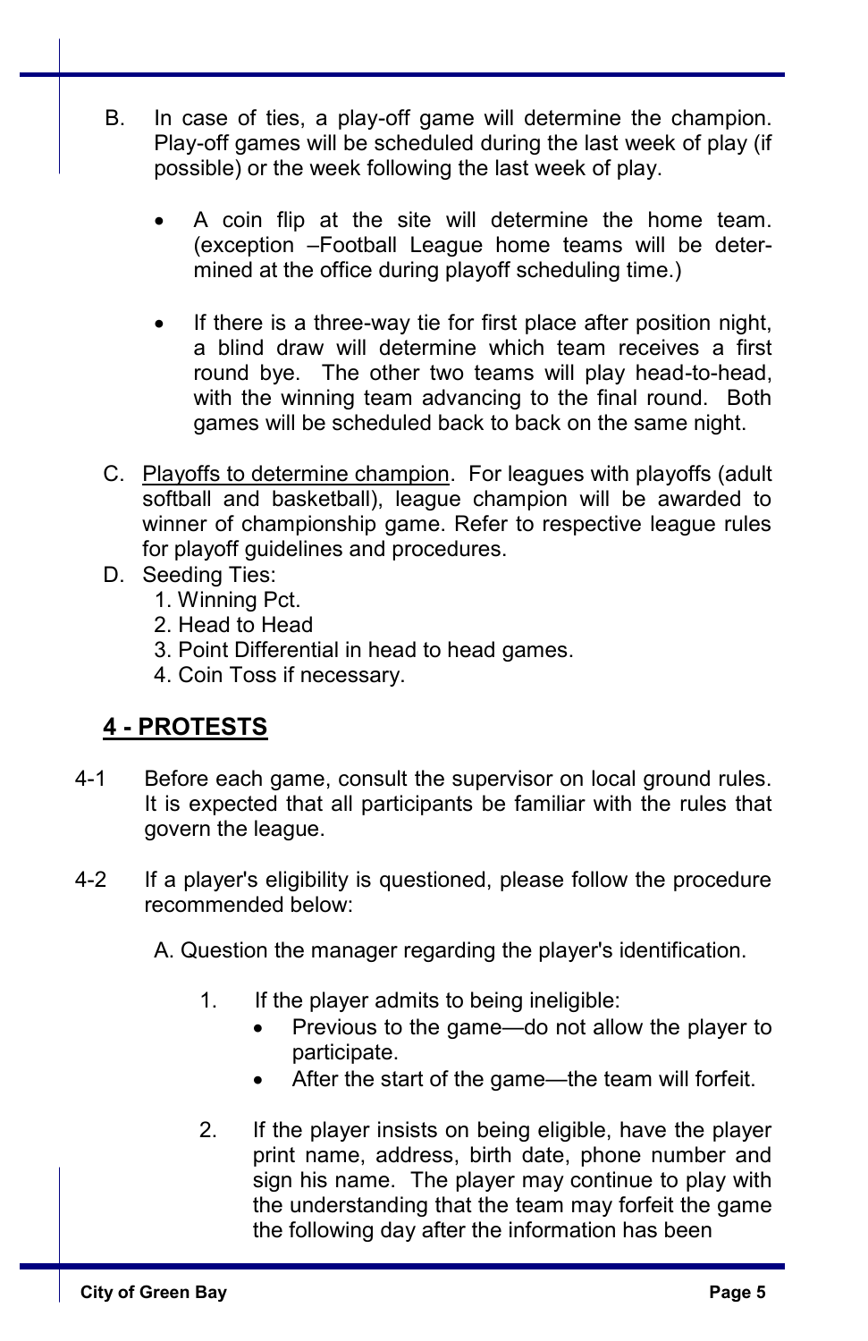B. In case of ties, a play-off game will determine the champion. Play-off games will be scheduled during the last week of play (if possible) or the week following the last week of play.

   - A coin flip at the site will determine the home team. (exception –Football League home teams will be determined at the office during playoff scheduling time.)

   - If there is a three-way tie for first place after position night, a blind draw will determine which team receives a first round bye. The other two teams will play head-to-head, with the winning team advancing to the final round. Both games will be scheduled back to back on the same night.

C. <u>Playoffs to determine champion</u>. For leagues with playoffs (adult softball and basketball), league champion will be awarded to winner of championship game. Refer to respective league rules for playoff guidelines and procedures.

D. Seeding Ties:
   1. Winning Pct.
   2. Head to Head
   3. Point Differential in head to head games.
   4. Coin Toss if necessary.

## 4 - PROTESTS

4-1 Before each game, consult the supervisor on local ground rules. It is expected that all participants be familiar with the rules that govern the league.

4-2 If a player's eligibility is questioned, please follow the procedure recommended below:

A. Question the manager regarding the player's identification.

1. If the player admits to being ineligible:
   - Previous to the game—do not allow the player to participate.
   - After the start of the game—the team will forfeit.

2. If the player insists on being eligible, have the player print name, address, birth date, phone number and sign his name. The player may continue to play with the understanding that the team may forfeit the game the following day after the information has been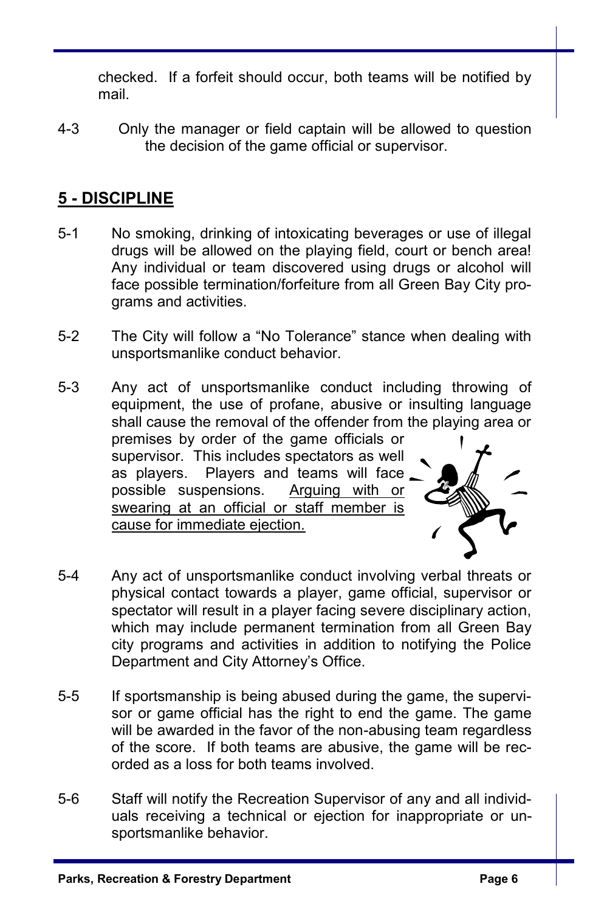checked. If a forfeit should occur, both teams will be notified by mail.

4-3 Only the manager or field captain will be allowed to question the decision of the game official or supervisor.

## 5 - DISCIPLINE

5-1 No smoking, drinking of intoxicating beverages or use of illegal drugs will be allowed on the playing field, court or bench area! Any individual or team discovered using drugs or alcohol will face possible termination/forfeiture from all Green Bay City programs and activities.

5-2 The City will follow a "No Tolerance" stance when dealing with unsportsmanlike conduct behavior.

5-3 Any act of unsportsmanlike conduct including throwing of equipment, the use of profane, abusive or insulting language shall cause the removal of the offender from the playing area or premises by order of the game officials or supervisor. This includes spectators as well as players. Players and teams will face possible suspensions. Arguing with or swearing at an official or staff member is cause for immediate ejection.

5-4 Any act of unsportsmanlike conduct involving verbal threats or physical contact towards a player, game official, supervisor or spectator will result in a player facing severe disciplinary action, which may include permanent termination from all Green Bay city programs and activities in addition to notifying the Police Department and City Attorney's Office.

5-5 If sportsmanship is being abused during the game, the supervisor or game official has the right to end the game. The game will be awarded in the favor of the non-abusing team regardless of the score. If both teams are abusive, the game will be recorded as a loss for both teams involved.

5-6 Staff will notify the Recreation Supervisor of any and all individuals receiving a technical or ejection for inappropriate or unsportsmanlike behavior.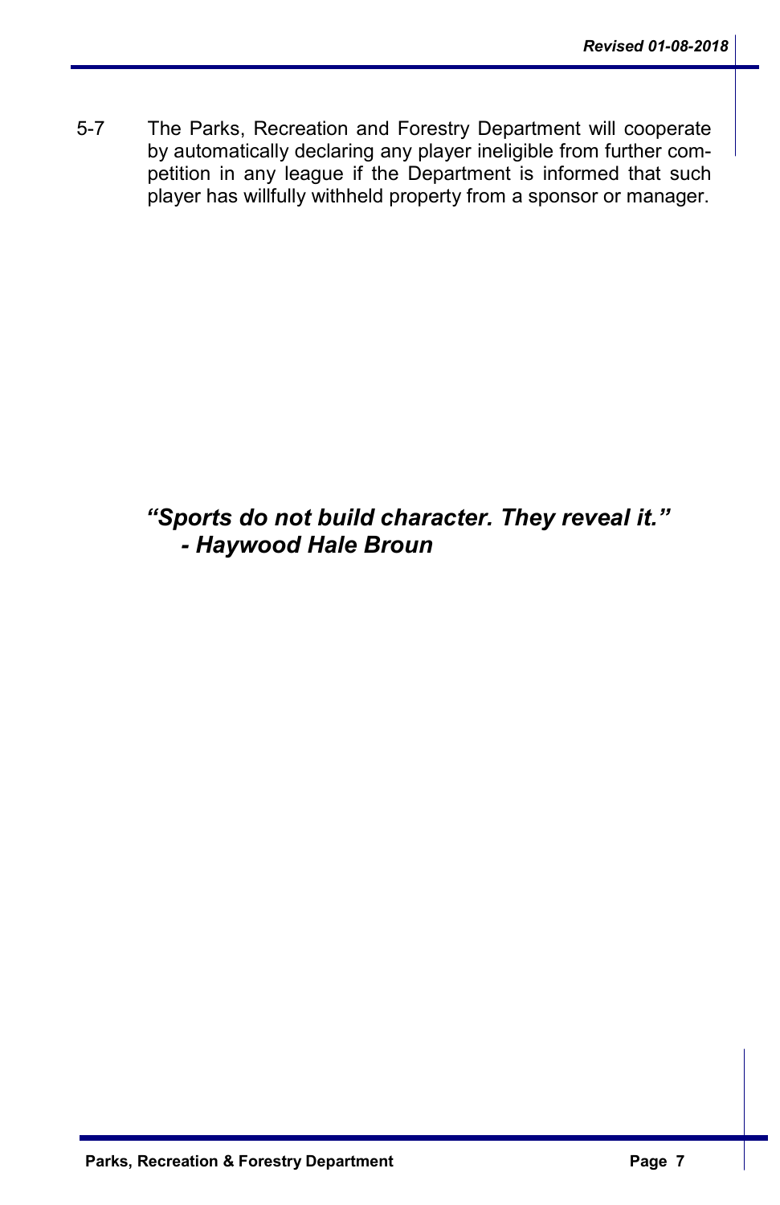5-7 The Parks, Recreation and Forestry Department will cooperate by automatically declaring any player ineligible from further competition in any league if the Department is informed that such player has willfully withheld property from a sponsor or manager.

***"Sports do not build character. They reveal it."***
***- Haywood Hale Broun***